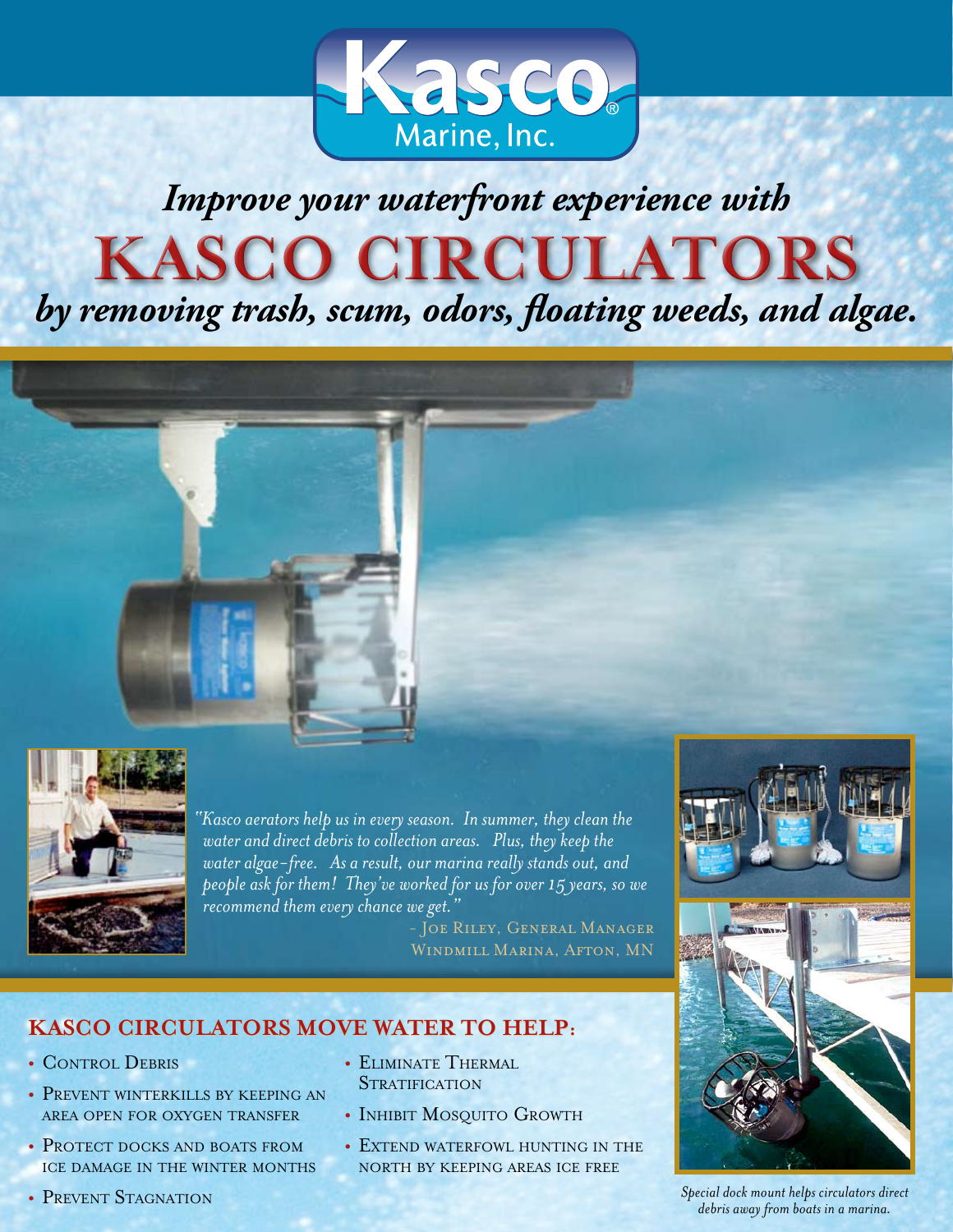# Kasco Marine, Inc.

## *Improve your waterfront experience with*

# KASCO CIRCULATORS

## *by removing trash, scum, odors, floating weeds, and algae.*

*"Kasco aerators help us in every season. In summer, they clean the water and direct debris to collection areas. Plus, they keep the water algae-free. As a result, our marina really stands out, and people ask for them! They've worked for us for over 15 years, so we recommend them every chance we get."*

- Joe Riley, General Manager
Windmill Marina, Afton, MN

## KASCO CIRCULATORS MOVE WATER TO HELP:

- Control Debris
- Prevent winterkills by keeping an area open for oxygen transfer
- Protect docks and boats from ice damage in the winter months
- Prevent Stagnation
- Eliminate Thermal Stratification
- Inhibit Mosquito Growth
- Extend waterfowl hunting in the north by keeping areas ice free

*Special dock mount helps circulators direct debris away from boats in a marina.*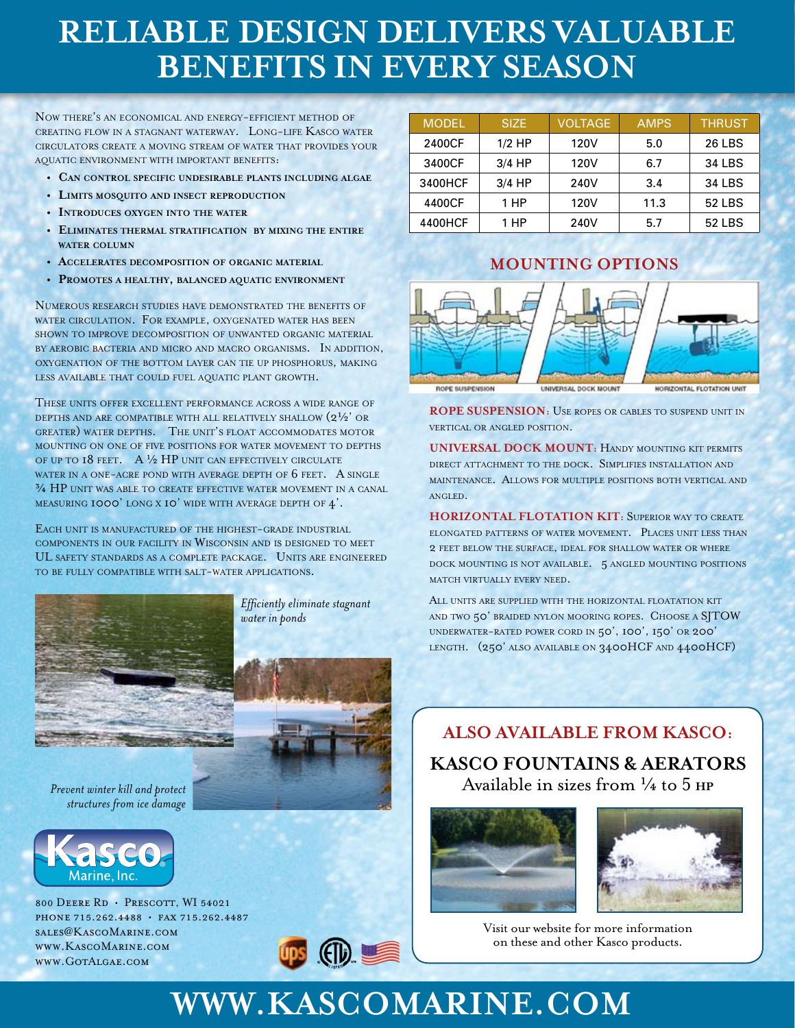# RELIABLE DESIGN DELIVERS VALUABLE BENEFITS IN EVERY SEASON

Now there's an economical and energy-efficient method of creating flow in a stagnant waterway. Long-life Kasco water circulators create a moving stream of water that provides your aquatic environment with important benefits:

- **Can control specific undesirable plants including algae**
- **Limits mosquito and insect reproduction**
- **Introduces oxygen into the water**
- **Eliminates thermal stratification by mixing the entire water column**
- **Accelerates decomposition of organic material**
- **Promotes a healthy, balanced aquatic environment**

Numerous research studies have demonstrated the benefits of water circulation. For example, oxygenated water has been shown to improve decomposition of unwanted organic material by aerobic bacteria and micro and macro organisms. In addition, oxygenation of the bottom layer can tie up phosphorus, making less available that could fuel aquatic plant growth.

These units offer excellent performance across a wide range of depths and are compatible with all relatively shallow (2½' or greater) water depths. The unit's float accommodates motor mounting on one of five positions for water movement to depths of up to 18 feet. A ½ HP unit can effectively circulate water in a one-acre pond with average depth of 6 feet. A single ¾ HP unit was able to create effective water movement in a canal measuring 1000' long x 10' wide with average depth of 4'.

Each unit is manufactured of the highest-grade industrial components in our facility in Wisconsin and is designed to meet UL safety standards as a complete package. Units are engineered to be fully compatible with salt-water applications.

*Efficiently eliminate stagnant water in ponds*

*Prevent winter kill and protect structures from ice damage*

| MODEL | SIZE | VOLTAGE | AMPS | THRUST |
| --- | --- | --- | --- | --- |
| 2400CF | 1/2 HP | 120V | 5.0 | 26 LBS |
| 3400CF | 3/4 HP | 120V | 6.7 | 34 LBS |
| 3400HCF | 3/4 HP | 240V | 3.4 | 34 LBS |
| 4400CF | 1 HP | 120V | 11.3 | 52 LBS |
| 4400HCF | 1 HP | 240V | 5.7 | 52 LBS |

## MOUNTING OPTIONS

ROPE SUSPENSION UNIVERSAL DOCK MOUNT HORIZONTAL FLOTATION UNIT

**ROPE SUSPENSION:** Use ropes or cables to suspend unit in vertical or angled position.

**UNIVERSAL DOCK MOUNT:** Handy mounting kit permits direct attachment to the dock. Simplifies installation and maintenance. Allows for multiple positions both vertical and angled.

**HORIZONTAL FLOTATION KIT:** Superior way to create elongated patterns of water movement. Places unit less than 2 feet below the surface, ideal for shallow water or where dock mounting is not available. 5 angled mounting positions match virtually every need.

All units are supplied with the horizontal floatation kit and two 50' braided nylon mooring ropes. Choose a SJTOW underwater-rated power cord in 50', 100', 150' or 200' length. (250' also available on 3400HCF and 4400HCF)

## ALSO AVAILABLE FROM KASCO:

### KASCO FOUNTAINS & AERATORS

Available in sizes from ¼ to 5 HP

Visit our website for more information on these and other Kasco products.

Kasco Marine, Inc.

800 Deere Rd • Prescott, WI 54021
Phone 715.262.4488 • Fax 715.262.4487
sales@KascoMarine.com
www.KascoMarine.com
www.GotAlgae.com

# WWW.KASCOMARINE.COM